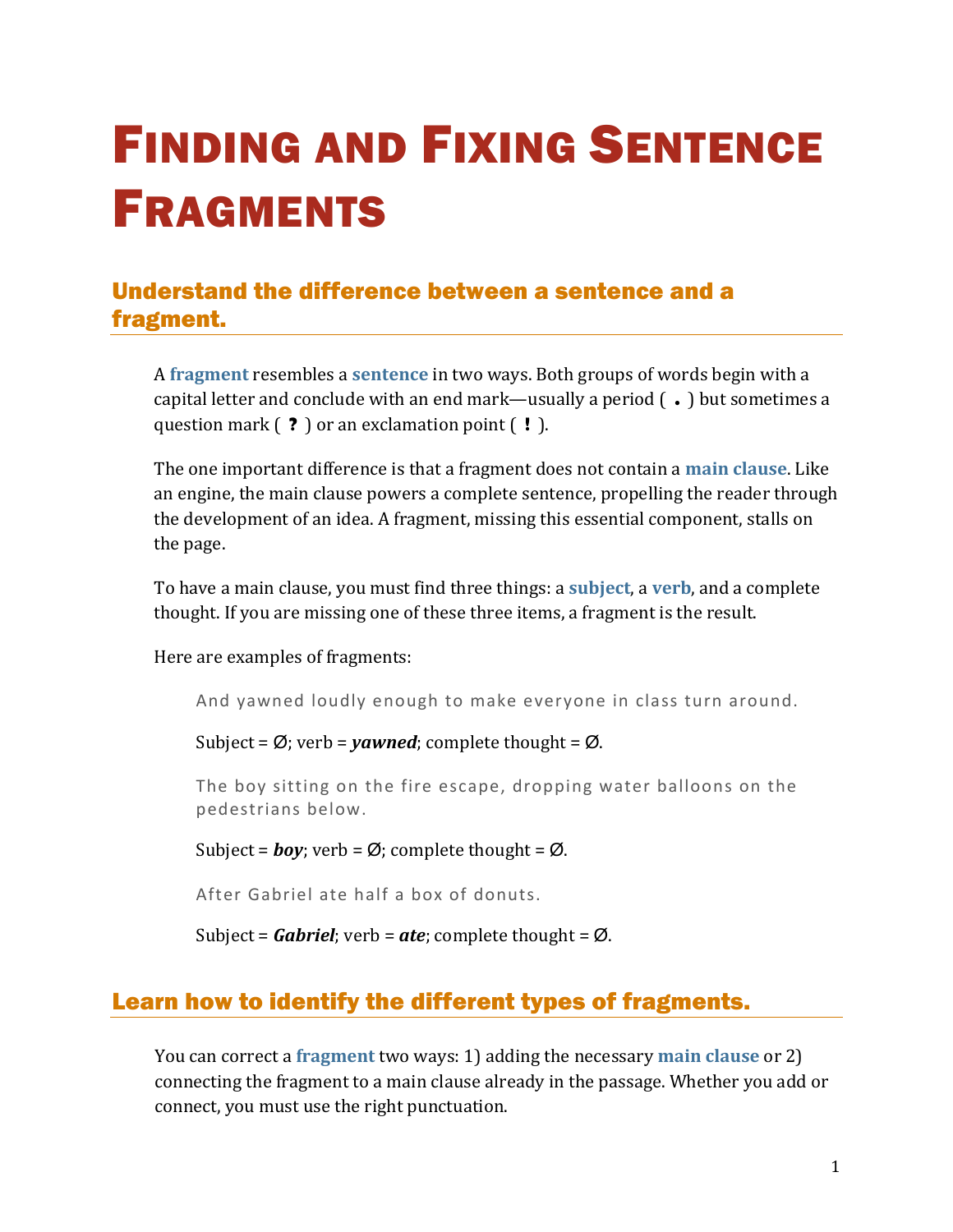# Finding and Fixing Sentence Fragments

## Understand the difference between a sentence and a fragment.

A **fragment** resembles a **sentence** in two ways. Both groups of words begin with a capital letter and conclude with an end mark—usually a period ( **.** ) but sometimes a question mark ( **?** ) or an exclamation point ( **!** ).

The one important difference is that a fragment does not contain a **main clause**. Like an engine, the main clause powers a complete sentence, propelling the reader through the development of an idea. A fragment, missing this essential component, stalls on the page.

To have a main clause, you must find three things: a **subject**, a **verb**, and a complete thought. If you are missing one of these three items, a fragment is the result.

Here are examples of fragments:

> And yawned loudly enough to make everyone in class turn around.
>
> Subject = Ø; verb = ***yawned***; complete thought = Ø.
>
> The boy sitting on the fire escape, dropping water balloons on the pedestrians below.
>
> Subject = ***boy***; verb = Ø; complete thought = Ø.
>
> After Gabriel ate half a box of donuts.
>
> Subject = ***Gabriel***; verb = ***ate***; complete thought = Ø.

## Learn how to identify the different types of fragments.

You can correct a **fragment** two ways: 1) adding the necessary **main clause** or 2) connecting the fragment to a main clause already in the passage. Whether you add or connect, you must use the right punctuation.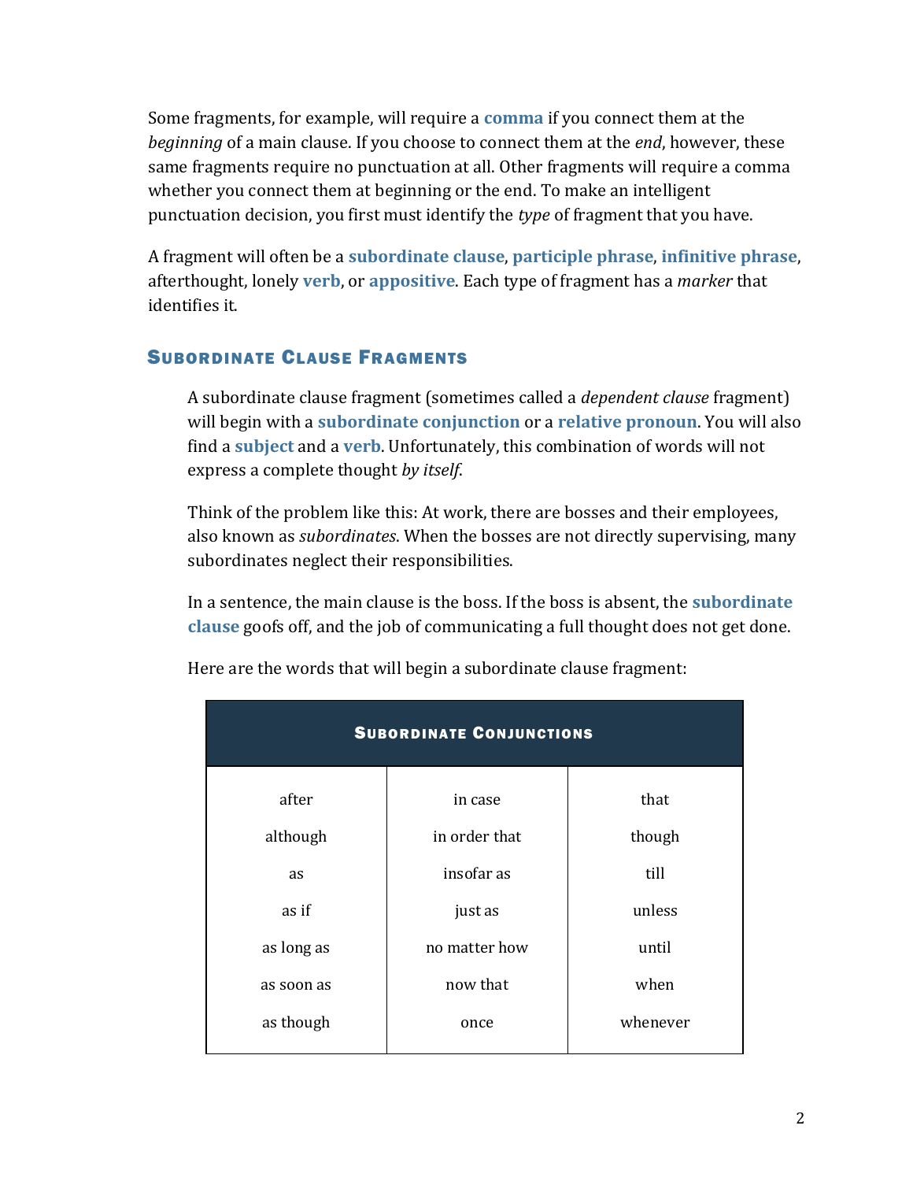Some fragments, for example, will require a **comma** if you connect them at the *beginning* of a main clause. If you choose to connect them at the *end*, however, these same fragments require no punctuation at all. Other fragments will require a comma whether you connect them at beginning or the end. To make an intelligent punctuation decision, you first must identify the *type* of fragment that you have.

A fragment will often be a **subordinate clause**, **participle phrase**, **infinitive phrase**, afterthought, lonely **verb**, or **appositive**. Each type of fragment has a *marker* that identifies it.

## Subordinate Clause Fragments

A subordinate clause fragment (sometimes called a *dependent clause* fragment) will begin with a **subordinate conjunction** or a **relative pronoun**. You will also find a **subject** and a **verb**. Unfortunately, this combination of words will not express a complete thought *by itself*.

Think of the problem like this: At work, there are bosses and their employees, also known as *subordinates*. When the bosses are not directly supervising, many subordinates neglect their responsibilities.

In a sentence, the main clause is the boss. If the boss is absent, the **subordinate clause** goofs off, and the job of communicating a full thought does not get done.

Here are the words that will begin a subordinate clause fragment:

| Subordinate Conjunctions | | |
|---|---|---|
| after | in case | that |
| although | in order that | though |
| as | insofar as | till |
| as if | just as | unless |
| as long as | no matter how | until |
| as soon as | now that | when |
| as though | once | whenever |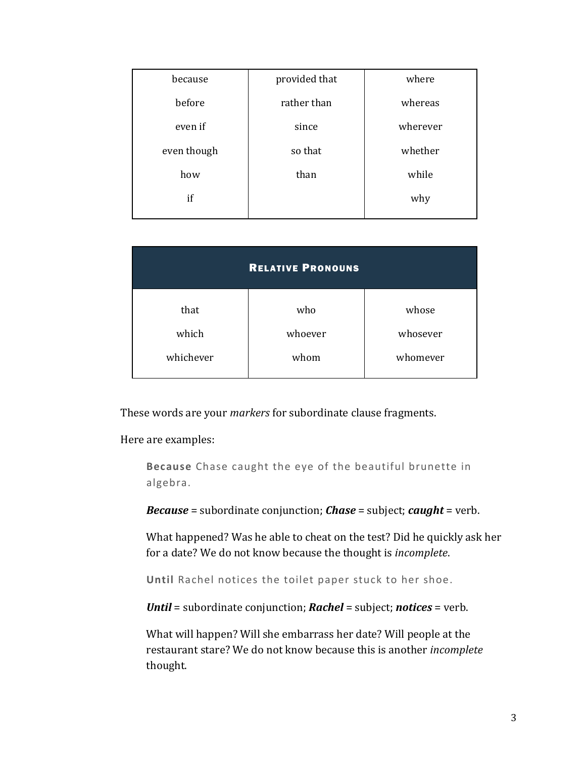| | | |
|---|---|---|
| because | provided that | where |
| before | rather than | whereas |
| even if | since | wherever |
| even though | so that | whether |
| how | than | while |
| if | | why |

| Relative Pronouns | | |
|---|---|---|
| that | who | whose |
| which | whoever | whosever |
| whichever | whom | whomever |

These words are your *markers* for subordinate clause fragments.

Here are examples:

> **Because** Chase caught the eye of the beautiful brunette in algebra.
>
> ***Because*** = subordinate conjunction; ***Chase*** = subject; ***caught*** = verb.
>
> What happened? Was he able to cheat on the test? Did he quickly ask her for a date? We do not know because the thought is *incomplete*.
>
> **Until** Rachel notices the toilet paper stuck to her shoe.
>
> ***Until*** = subordinate conjunction; ***Rachel*** = subject; ***notices*** = verb.
>
> What will happen? Will she embarrass her date? Will people at the restaurant stare? We do not know because this is another *incomplete* thought.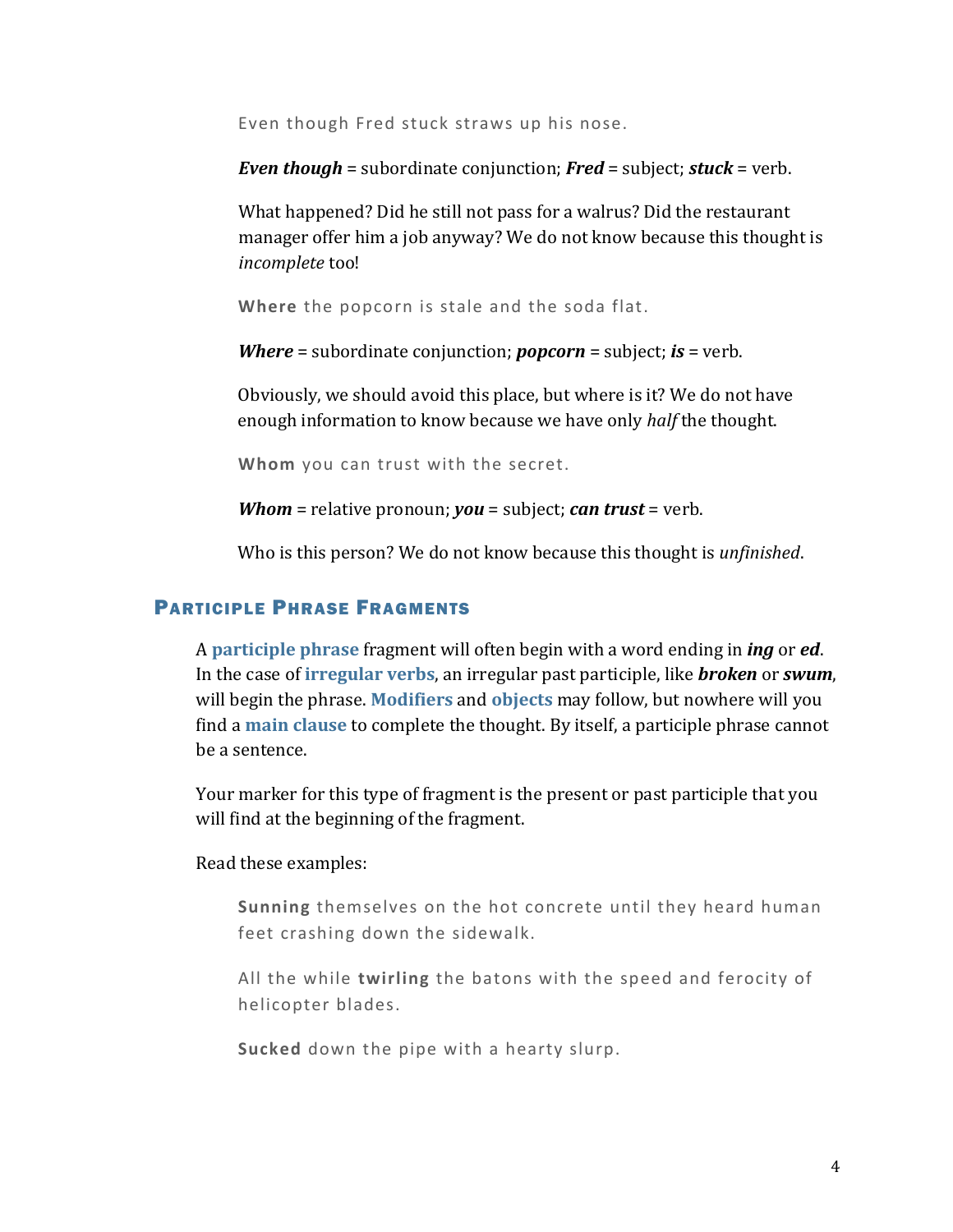> Even though Fred stuck straws up his nose.

***Even though*** = subordinate conjunction; ***Fred*** = subject; ***stuck*** = verb.

What happened? Did he still not pass for a walrus? Did the restaurant manager offer him a job anyway? We do not know because this thought is *incomplete* too!

> **Where** the popcorn is stale and the soda flat.

***Where*** = subordinate conjunction; ***popcorn*** = subject; ***is*** = verb.

Obviously, we should avoid this place, but where is it? We do not have enough information to know because we have only *half* the thought.

> **Whom** you can trust with the secret.

***Whom*** = relative pronoun; ***you*** = subject; ***can trust*** = verb.

Who is this person? We do not know because this thought is *unfinished*.

## Participle Phrase Fragments

A **participle phrase** fragment will often begin with a word ending in ***ing*** or ***ed***. In the case of **irregular verbs**, an irregular past participle, like ***broken*** or ***swum***, will begin the phrase. **Modifiers** and **objects** may follow, but nowhere will you find a **main clause** to complete the thought. By itself, a participle phrase cannot be a sentence.

Your marker for this type of fragment is the present or past participle that you will find at the beginning of the fragment.

Read these examples:

> **Sunning** themselves on the hot concrete until they heard human feet crashing down the sidewalk.

> All the while **twirling** the batons with the speed and ferocity of helicopter blades.

> **Sucked** down the pipe with a hearty slurp.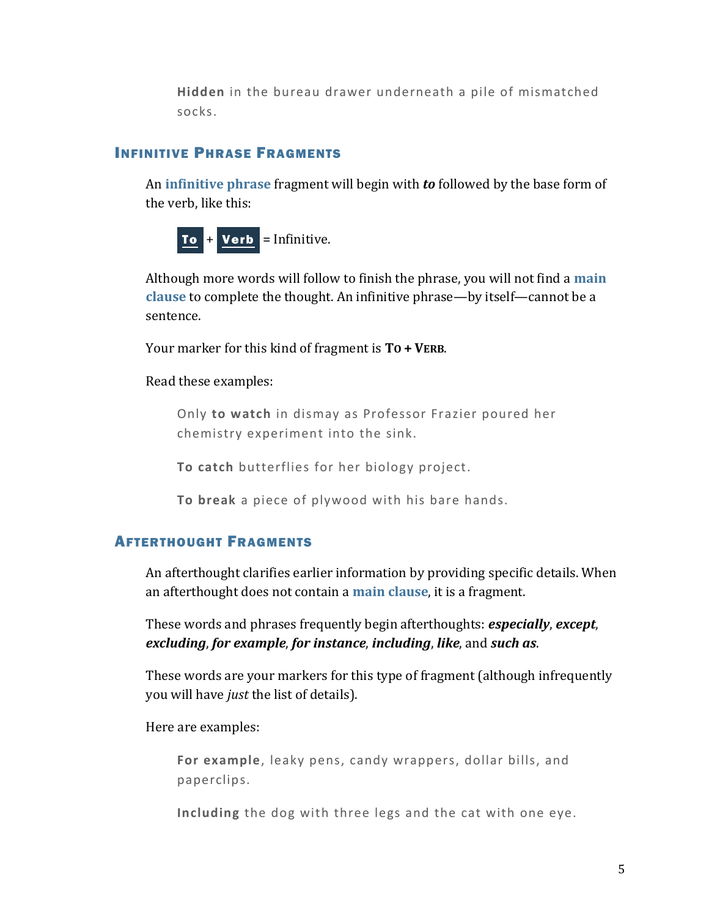> **Hidden** in the bureau drawer underneath a pile of mismatched socks.

## Infinitive Phrase Fragments

An **infinitive phrase** fragment will begin with ***to*** followed by the base form of the verb, like this:

**To** + **Verb** = Infinitive.

Although more words will follow to finish the phrase, you will not find a **main clause** to complete the thought. An infinitive phrase—by itself—cannot be a sentence.

Your marker for this kind of fragment is **To + Verb**.

Read these examples:

> Only **to watch** in dismay as Professor Frazier poured her chemistry experiment into the sink.
>
> **To catch** butterflies for her biology project.
>
> **To break** a piece of plywood with his bare hands.

## Afterthought Fragments

An afterthought clarifies earlier information by providing specific details. When an afterthought does not contain a **main clause**, it is a fragment.

These words and phrases frequently begin afterthoughts: ***especially***, ***except***, ***excluding***, ***for example***, ***for instance***, ***including***, ***like***, and ***such as***.

These words are your markers for this type of fragment (although infrequently you will have *just* the list of details).

Here are examples:

> **For example**, leaky pens, candy wrappers, dollar bills, and paperclips.
>
> **Including** the dog with three legs and the cat with one eye.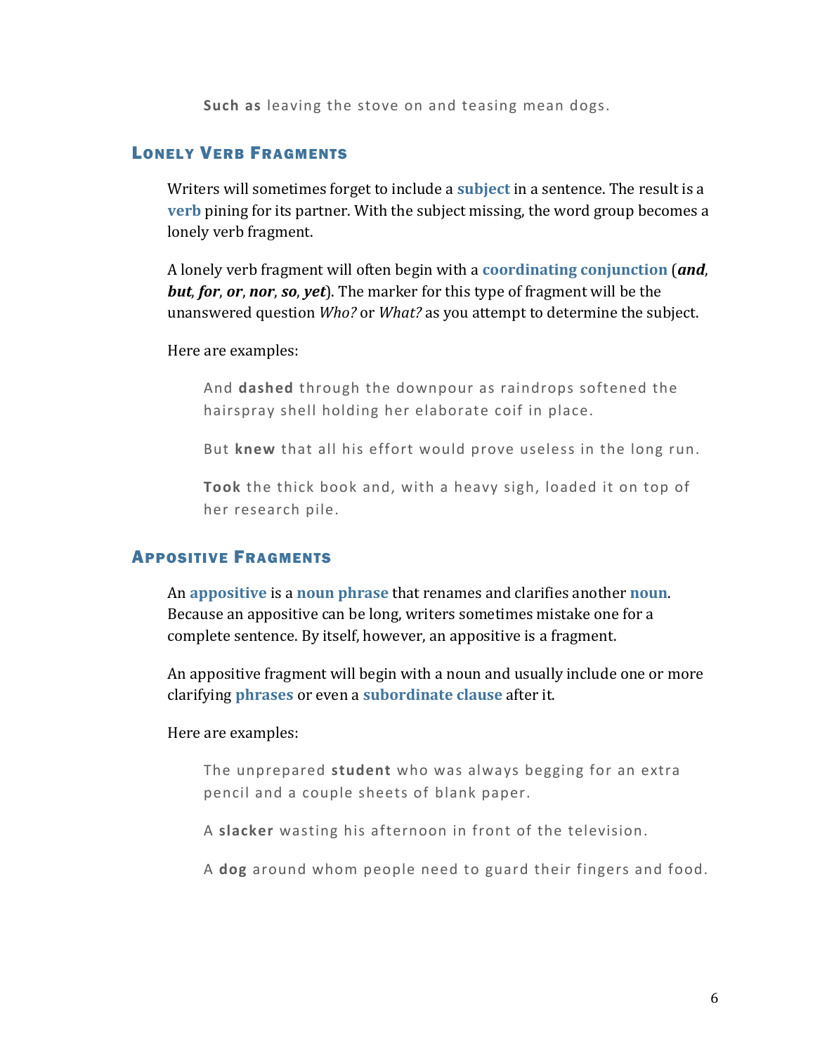**Such as** leaving the stove on and teasing mean dogs.

## Lonely Verb Fragments

Writers will sometimes forget to include a **subject** in a sentence. The result is a **verb** pining for its partner. With the subject missing, the word group becomes a lonely verb fragment.

A lonely verb fragment will often begin with a **coordinating conjunction** (***and***, ***but***, ***for***, ***or***, ***nor***, ***so***, ***yet***). The marker for this type of fragment will be the unanswered question *Who?* or *What?* as you attempt to determine the subject.

Here are examples:

> And **dashed** through the downpour as raindrops softened the hairspray shell holding her elaborate coif in place.
>
> But **knew** that all his effort would prove useless in the long run.
>
> **Took** the thick book and, with a heavy sigh, loaded it on top of her research pile.

## Appositive Fragments

An **appositive** is a **noun phrase** that renames and clarifies another **noun**. Because an appositive can be long, writers sometimes mistake one for a complete sentence. By itself, however, an appositive is a fragment.

An appositive fragment will begin with a noun and usually include one or more clarifying **phrases** or even a **subordinate clause** after it.

Here are examples:

> The unprepared **student** who was always begging for an extra pencil and a couple sheets of blank paper.
>
> A **slacker** wasting his afternoon in front of the television.
>
> A **dog** around whom people need to guard their fingers and food.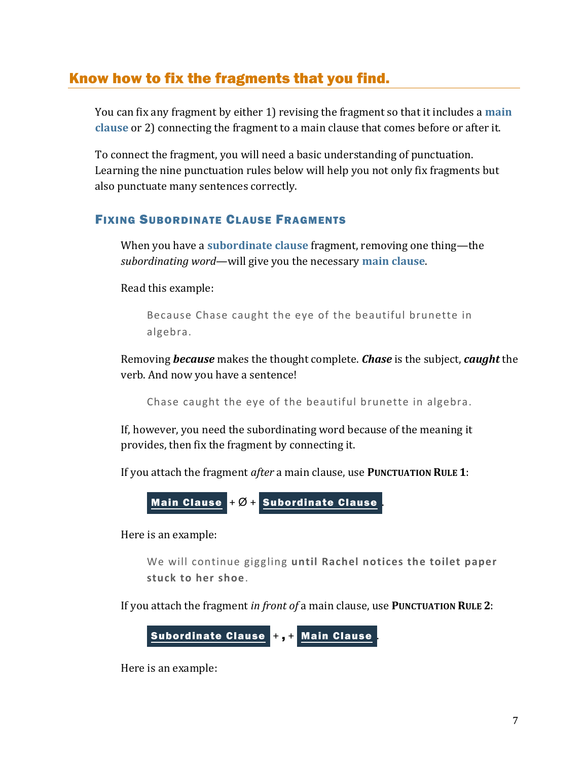## Know how to fix the fragments that you find.

You can fix any fragment by either 1) revising the fragment so that it includes a **main clause** or 2) connecting the fragment to a main clause that comes before or after it.

To connect the fragment, you will need a basic understanding of punctuation. Learning the nine punctuation rules below will help you not only fix fragments but also punctuate many sentences correctly.

### Fixing Subordinate Clause Fragments

When you have a **subordinate clause** fragment, removing one thing—the *subordinating word*—will give you the necessary **main clause**.

Read this example:

> Because Chase caught the eye of the beautiful brunette in algebra.

Removing ***because*** makes the thought complete. ***Chase*** is the subject, ***caught*** the verb. And now you have a sentence!

> Chase caught the eye of the beautiful brunette in algebra.

If, however, you need the subordinating word because of the meaning it provides, then fix the fragment by connecting it.

If you attach the fragment *after* a main clause, use **Punctuation Rule 1**:

> **Main Clause** + Ø + **Subordinate Clause**.

Here is an example:

> We will continue giggling **until Rachel notices the toilet paper stuck to her shoe**.

If you attach the fragment *in front of* a main clause, use **Punctuation Rule 2**:

> **Subordinate Clause** + **,** + **Main Clause**.

Here is an example: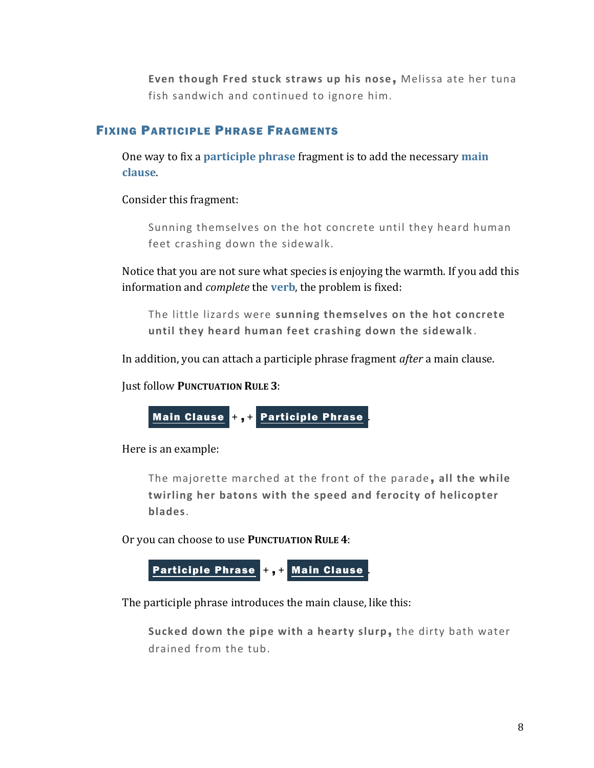> **Even though Fred stuck straws up his nose,** Melissa ate her tuna fish sandwich and continued to ignore him.

## Fixing Participle Phrase Fragments

One way to fix a **participle phrase** fragment is to add the necessary **main clause**.

Consider this fragment:

> Sunning themselves on the hot concrete until they heard human feet crashing down the sidewalk.

Notice that you are not sure what species is enjoying the warmth. If you add this information and *complete* the **verb**, the problem is fixed:

> The little lizards were **sunning themselves on the hot concrete until they heard human feet crashing down the sidewalk**.

In addition, you can attach a participle phrase fragment *after* a main clause.

Just follow **Punctuation Rule 3**:

> **Main Clause** + **,** + **Participle Phrase** .

Here is an example:

> The majorette marched at the front of the parade**, all the while twirling her batons with the speed and ferocity of helicopter blades**.

Or you can choose to use **Punctuation Rule 4**:

> **Participle Phrase** + **,** + **Main Clause** .

The participle phrase introduces the main clause, like this:

> **Sucked down the pipe with a hearty slurp,** the dirty bath water drained from the tub.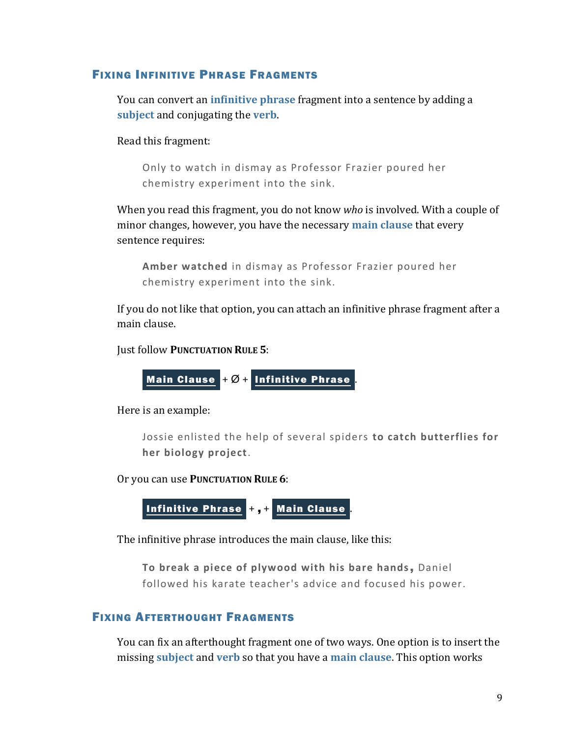## Fixing Infinitive Phrase Fragments

You can convert an **infinitive phrase** fragment into a sentence by adding a **subject** and conjugating the **verb**.

Read this fragment:

> Only to watch in dismay as Professor Frazier poured her chemistry experiment into the sink.

When you read this fragment, you do not know *who* is involved. With a couple of minor changes, however, you have the necessary **main clause** that every sentence requires:

> **Amber watched** in dismay as Professor Frazier poured her chemistry experiment into the sink.

If you do not like that option, you can attach an infinitive phrase fragment after a main clause.

Just follow **Punctuation Rule 5**:

> **Main Clause** + Ø + **Infinitive Phrase**.

Here is an example:

> Jossie enlisted the help of several spiders **to catch butterflies for her biology project**.

Or you can use **Punctuation Rule 6**:

> **Infinitive Phrase** + **,** + **Main Clause**.

The infinitive phrase introduces the main clause, like this:

> **To break a piece of plywood with his bare hands,** Daniel followed his karate teacher's advice and focused his power.

## Fixing Afterthought Fragments

You can fix an afterthought fragment one of two ways. One option is to insert the missing **subject** and **verb** so that you have a **main clause**. This option works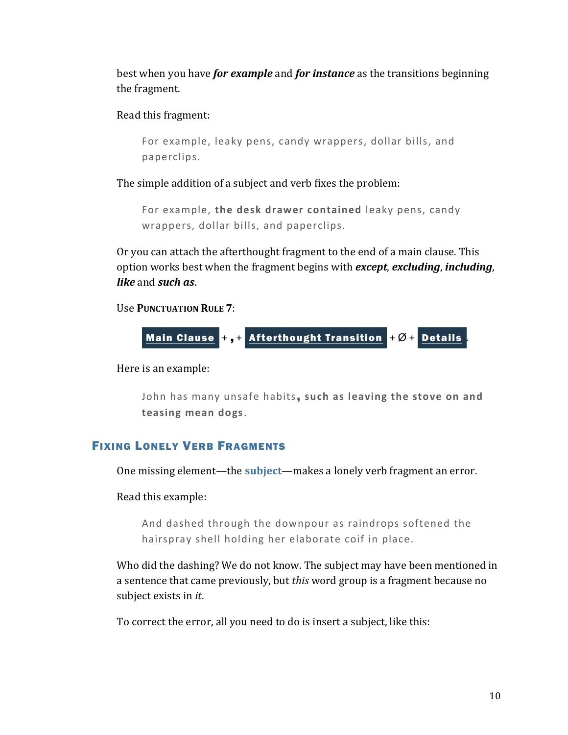best when you have ***for example*** and ***for instance*** as the transitions beginning the fragment.

Read this fragment:

> For example, leaky pens, candy wrappers, dollar bills, and paperclips.

The simple addition of a subject and verb fixes the problem:

> For example, **the desk drawer contained** leaky pens, candy wrappers, dollar bills, and paperclips.

Or you can attach the afterthought fragment to the end of a main clause. This option works best when the fragment begins with ***except***, ***excluding***, ***including***, ***like*** and ***such as***.

Use **PUNCTUATION RULE 7**:

> **Main Clause** + **,** + **Afterthought Transition** + Ø + **Details** .

Here is an example:

> John has many unsafe habits**, such as leaving the stove on and teasing mean dogs**.

## Fixing Lonely Verb Fragments

One missing element—the **subject**—makes a lonely verb fragment an error.

Read this example:

> And dashed through the downpour as raindrops softened the hairspray shell holding her elaborate coif in place.

Who did the dashing? We do not know. The subject may have been mentioned in a sentence that came previously, but *this* word group is a fragment because no subject exists in *it*.

To correct the error, all you need to do is insert a subject, like this: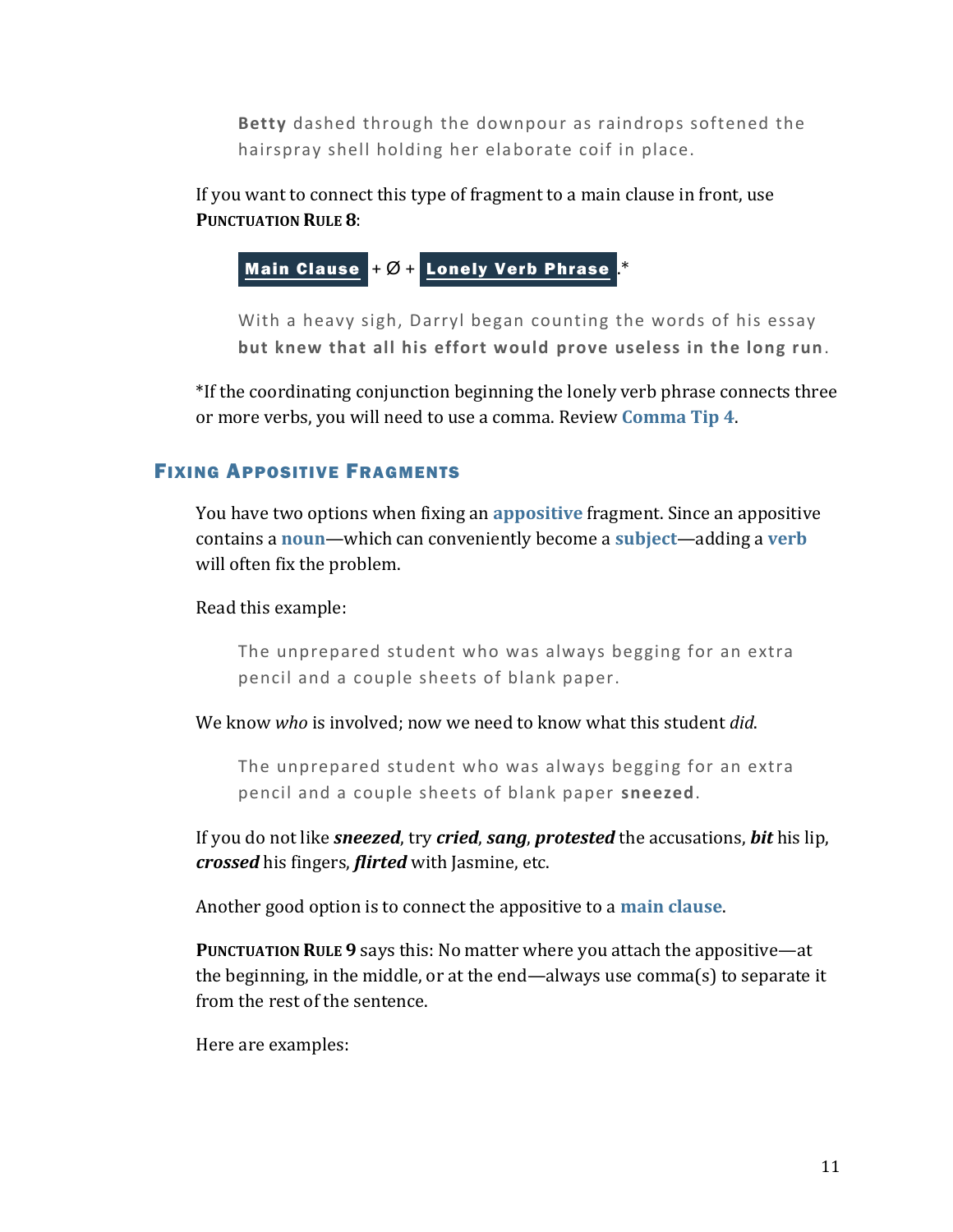> **Betty** dashed through the downpour as raindrops softened the hairspray shell holding her elaborate coif in place.

If you want to connect this type of fragment to a main clause in front, use **PUNCTUATION RULE 8**:

> **Main Clause** + Ø + **Lonely Verb Phrase**.*

> With a heavy sigh, Darryl began counting the words of his essay **but knew that all his effort would prove useless in the long run**.

*If the coordinating conjunction beginning the lonely verb phrase connects three or more verbs, you will need to use a comma. Review **Comma Tip 4**.

## Fixing Appositive Fragments

You have two options when fixing an **appositive** fragment. Since an appositive contains a **noun**—which can conveniently become a **subject**—adding a **verb** will often fix the problem.

Read this example:

> The unprepared student who was always begging for an extra pencil and a couple sheets of blank paper.

We know *who* is involved; now we need to know what this student *did*.

> The unprepared student who was always begging for an extra pencil and a couple sheets of blank paper **sneezed**.

If you do not like ***sneezed***, try ***cried***, ***sang***, ***protested*** the accusations, ***bit*** his lip, ***crossed*** his fingers, ***flirted*** with Jasmine, etc.

Another good option is to connect the appositive to a **main clause**.

**PUNCTUATION RULE 9** says this: No matter where you attach the appositive—at the beginning, in the middle, or at the end—always use comma(s) to separate it from the rest of the sentence.

Here are examples: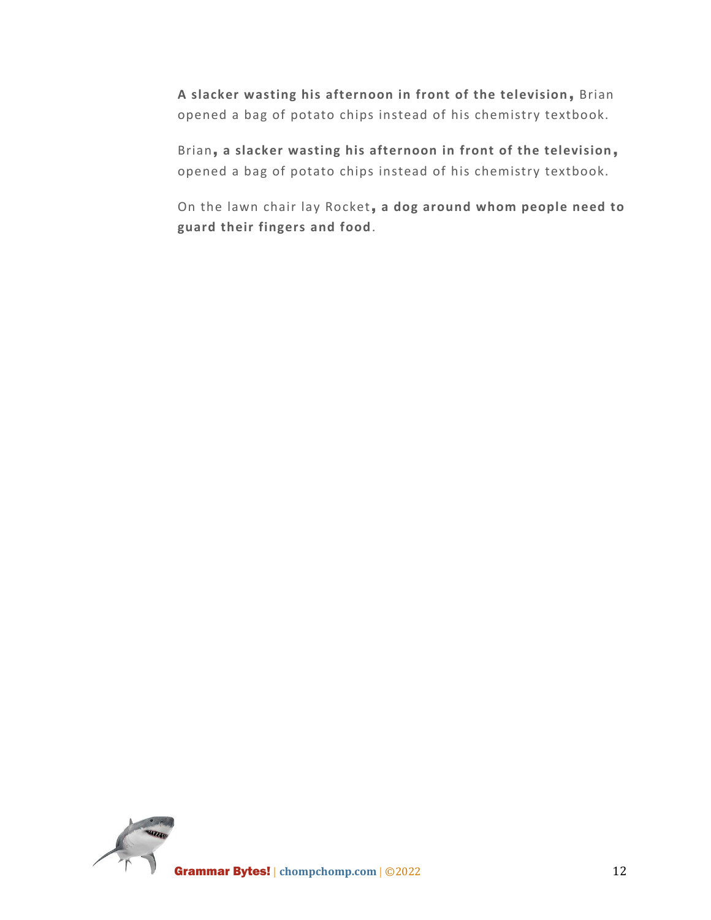**A slacker wasting his afternoon in front of the television,** Brian opened a bag of potato chips instead of his chemistry textbook.

Brian**, a slacker wasting his afternoon in front of the television,** opened a bag of potato chips instead of his chemistry textbook.

On the lawn chair lay Rocket**, a dog around whom people need to guard their fingers and food**.